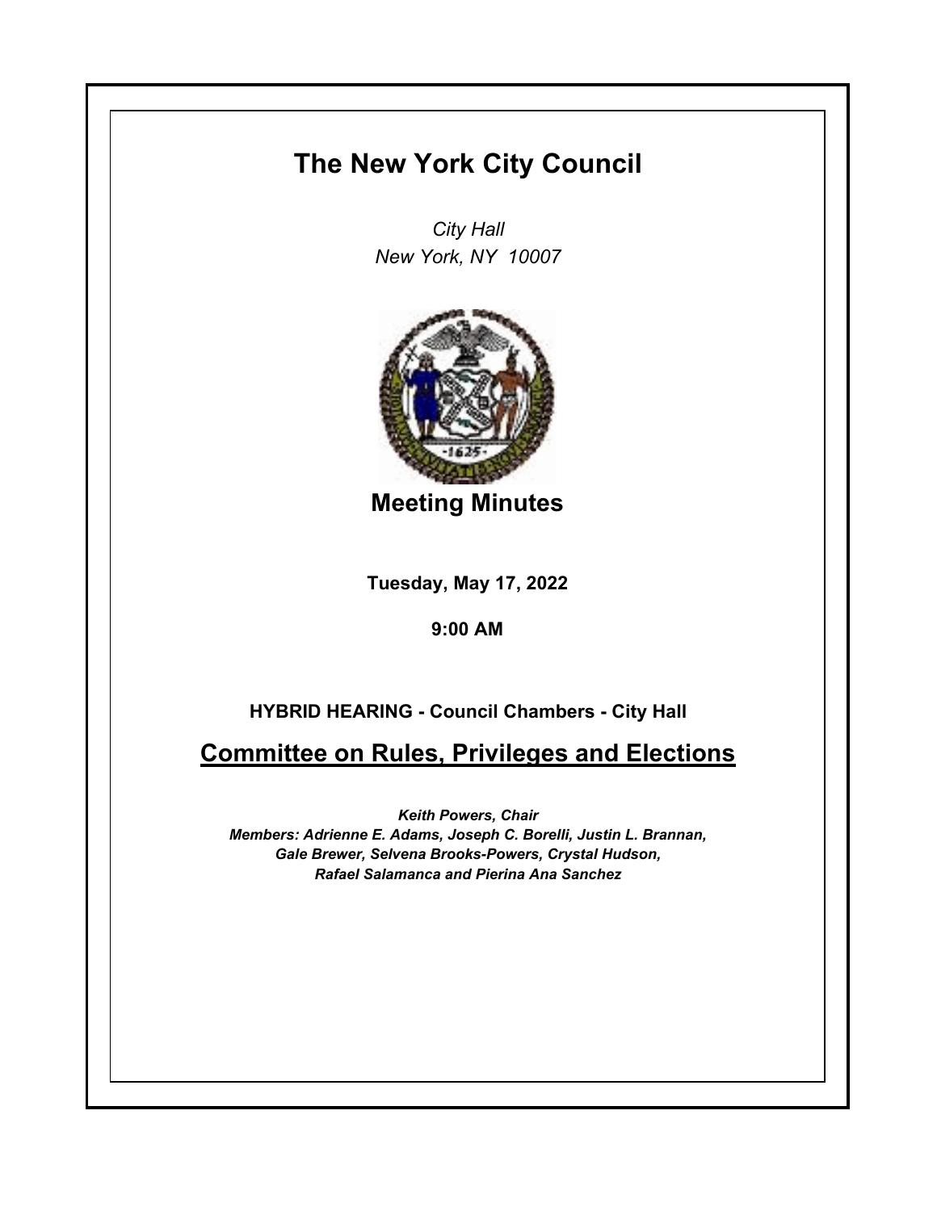# The New York City Council

*City Hall*
*New York, NY 10007*

## Meeting Minutes

**Tuesday, May 17, 2022**

**9:00 AM**

**HYBRID HEARING - Council Chambers - City Hall**

## Committee on Rules, Privileges and Elections

***Keith Powers, Chair***
***Members: Adrienne E. Adams, Joseph C. Borelli, Justin L. Brannan, Gale Brewer, Selvena Brooks-Powers, Crystal Hudson, Rafael Salamanca and Pierina Ana Sanchez***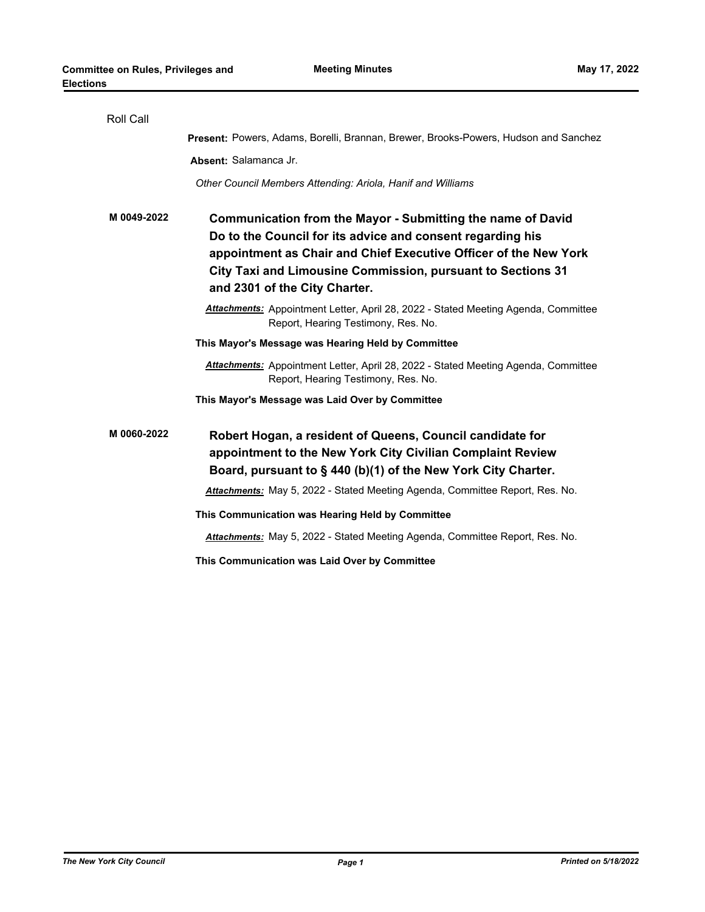Roll Call

**Present:** Powers, Adams, Borelli, Brannan, Brewer, Brooks-Powers, Hudson and Sanchez

**Absent:** Salamanca Jr.

*Other Council Members Attending: Ariola, Hanif and Williams*

**M 0049-2022**

**Communication from the Mayor - Submitting the name of David Do to the Council for its advice and consent regarding his appointment as Chair and Chief Executive Officer of the New York City Taxi and Limousine Commission, pursuant to Sections 31 and 2301 of the City Charter.**

***Attachments:*** Appointment Letter, April 28, 2022 - Stated Meeting Agenda, Committee Report, Hearing Testimony, Res. No.

**This Mayor's Message was Hearing Held by Committee**

***Attachments:*** Appointment Letter, April 28, 2022 - Stated Meeting Agenda, Committee Report, Hearing Testimony, Res. No.

**This Mayor's Message was Laid Over by Committee**

**M 0060-2022**

**Robert Hogan, a resident of Queens, Council candidate for appointment to the New York City Civilian Complaint Review Board, pursuant to § 440 (b)(1) of the New York City Charter.**

***Attachments:*** May 5, 2022 - Stated Meeting Agenda, Committee Report, Res. No.

**This Communication was Hearing Held by Committee**

***Attachments:*** May 5, 2022 - Stated Meeting Agenda, Committee Report, Res. No.

**This Communication was Laid Over by Committee**